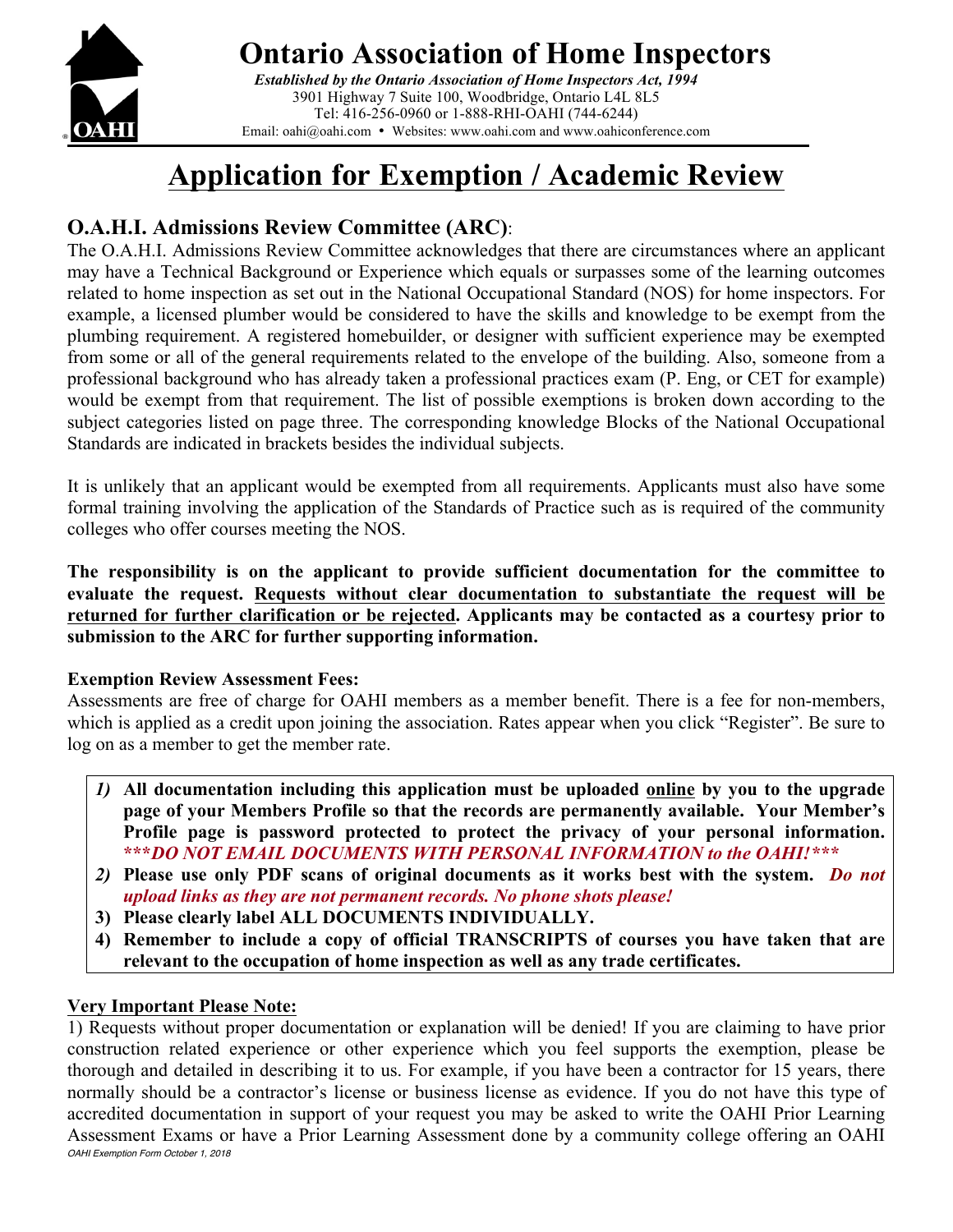# Ontario Association of Home Inspectors

*Established by the Ontario Association of Home Inspectors Act, 1994*
3901 Highway 7 Suite 100, Woodbridge, Ontario L4L 8L5
Tel: 416-256-0960 or 1-888-RHI-OAHI (744-6244)
Email: oahi@oahi.com • Websites: www.oahi.com and www.oahiconference.com

# Application for Exemption / Academic Review

## O.A.H.I. Admissions Review Committee (ARC):

The O.A.H.I. Admissions Review Committee acknowledges that there are circumstances where an applicant may have a Technical Background or Experience which equals or surpasses some of the learning outcomes related to home inspection as set out in the National Occupational Standard (NOS) for home inspectors. For example, a licensed plumber would be considered to have the skills and knowledge to be exempt from the plumbing requirement. A registered homebuilder, or designer with sufficient experience may be exempted from some or all of the general requirements related to the envelope of the building. Also, someone from a professional background who has already taken a professional practices exam (P. Eng, or CET for example) would be exempt from that requirement. The list of possible exemptions is broken down according to the subject categories listed on page three. The corresponding knowledge Blocks of the National Occupational Standards are indicated in brackets besides the individual subjects.

It is unlikely that an applicant would be exempted from all requirements. Applicants must also have some formal training involving the application of the Standards of Practice such as is required of the community colleges who offer courses meeting the NOS.

**The responsibility is on the applicant to provide sufficient documentation for the committee to evaluate the request. Requests without clear documentation to substantiate the request will be returned for further clarification or be rejected. Applicants may be contacted as a courtesy prior to submission to the ARC for further supporting information.**

**Exemption Review Assessment Fees:**
Assessments are free of charge for OAHI members as a member benefit. There is a fee for non-members, which is applied as a credit upon joining the association. Rates appear when you click "Register". Be sure to log on as a member to get the member rate.

1) **All documentation including this application must be uploaded online by you to the upgrade page of your Members Profile so that the records are permanently available. Your Member's Profile page is password protected to protect the privacy of your personal information.** ***\*\*\*DO NOT EMAIL DOCUMENTS WITH PERSONAL INFORMATION to the OAHI!\*\*\**** 
2) **Please use only PDF scans of original documents as it works best with the system.** ***Do not upload links as they are not permanent records. No phone shots please!***
3) **Please clearly label ALL DOCUMENTS INDIVIDUALLY.**
4) **Remember to include a copy of official TRANSCRIPTS of courses you have taken that are relevant to the occupation of home inspection as well as any trade certificates.**

**Very Important Please Note:**

1) Requests without proper documentation or explanation will be denied! If you are claiming to have prior construction related experience or other experience which you feel supports the exemption, please be thorough and detailed in describing it to us. For example, if you have been a contractor for 15 years, there normally should be a contractor's license or business license as evidence. If you do not have this type of accredited documentation in support of your request you may be asked to write the OAHI Prior Learning Assessment Exams or have a Prior Learning Assessment done by a community college offering an OAHI

*OAHI Exemption Form October 1, 2018*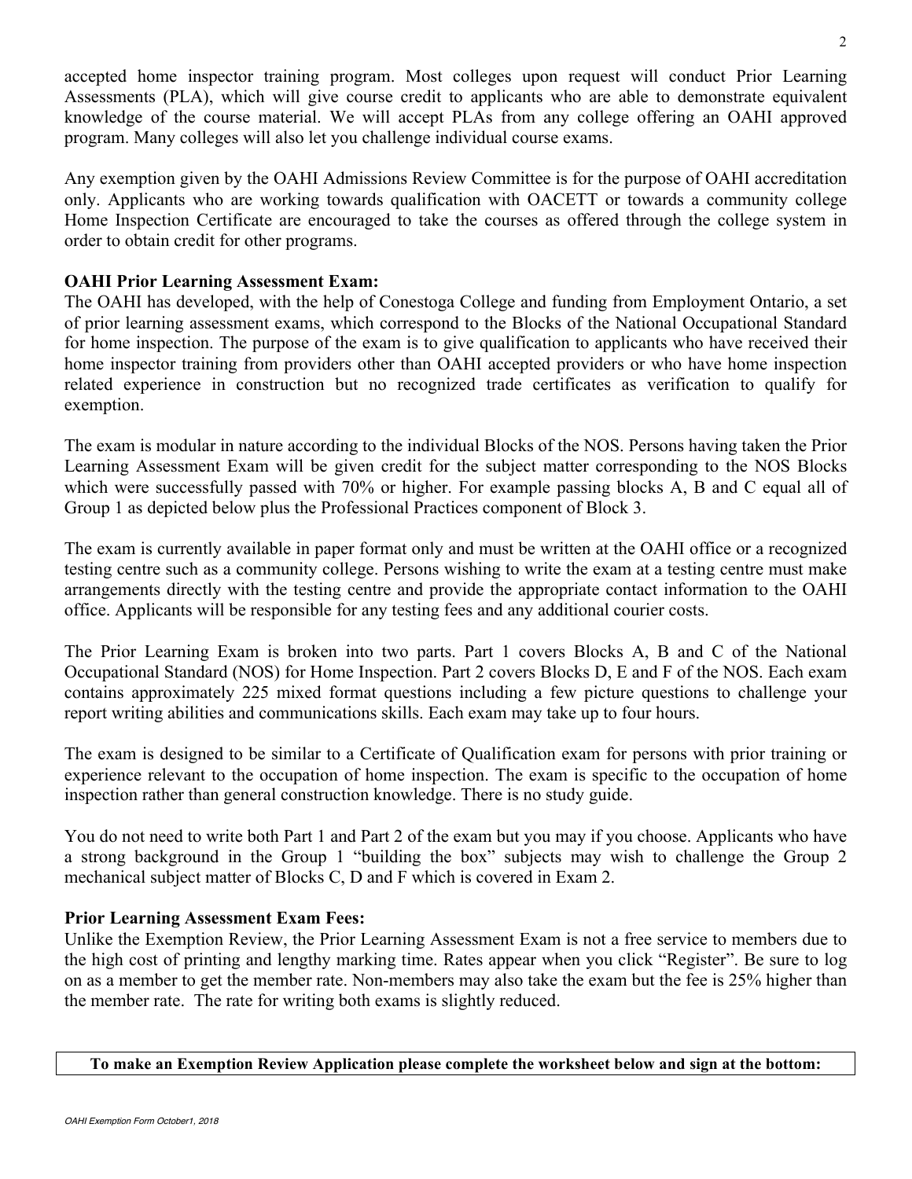accepted home inspector training program. Most colleges upon request will conduct Prior Learning Assessments (PLA), which will give course credit to applicants who are able to demonstrate equivalent knowledge of the course material. We will accept PLAs from any college offering an OAHI approved program. Many colleges will also let you challenge individual course exams.

Any exemption given by the OAHI Admissions Review Committee is for the purpose of OAHI accreditation only. Applicants who are working towards qualification with OACETT or towards a community college Home Inspection Certificate are encouraged to take the courses as offered through the college system in order to obtain credit for other programs.

**OAHI Prior Learning Assessment Exam:**

The OAHI has developed, with the help of Conestoga College and funding from Employment Ontario, a set of prior learning assessment exams, which correspond to the Blocks of the National Occupational Standard for home inspection. The purpose of the exam is to give qualification to applicants who have received their home inspector training from providers other than OAHI accepted providers or who have home inspection related experience in construction but no recognized trade certificates as verification to qualify for exemption.

The exam is modular in nature according to the individual Blocks of the NOS. Persons having taken the Prior Learning Assessment Exam will be given credit for the subject matter corresponding to the NOS Blocks which were successfully passed with 70% or higher. For example passing blocks A, B and C equal all of Group 1 as depicted below plus the Professional Practices component of Block 3.

The exam is currently available in paper format only and must be written at the OAHI office or a recognized testing centre such as a community college. Persons wishing to write the exam at a testing centre must make arrangements directly with the testing centre and provide the appropriate contact information to the OAHI office. Applicants will be responsible for any testing fees and any additional courier costs.

The Prior Learning Exam is broken into two parts. Part 1 covers Blocks A, B and C of the National Occupational Standard (NOS) for Home Inspection. Part 2 covers Blocks D, E and F of the NOS. Each exam contains approximately 225 mixed format questions including a few picture questions to challenge your report writing abilities and communications skills. Each exam may take up to four hours.

The exam is designed to be similar to a Certificate of Qualification exam for persons with prior training or experience relevant to the occupation of home inspection. The exam is specific to the occupation of home inspection rather than general construction knowledge. There is no study guide.

You do not need to write both Part 1 and Part 2 of the exam but you may if you choose. Applicants who have a strong background in the Group 1 "building the box" subjects may wish to challenge the Group 2 mechanical subject matter of Blocks C, D and F which is covered in Exam 2.

**Prior Learning Assessment Exam Fees:**

Unlike the Exemption Review, the Prior Learning Assessment Exam is not a free service to members due to the high cost of printing and lengthy marking time. Rates appear when you click "Register". Be sure to log on as a member to get the member rate. Non-members may also take the exam but the fee is 25% higher than the member rate. The rate for writing both exams is slightly reduced.

**To make an Exemption Review Application please complete the worksheet below and sign at the bottom:**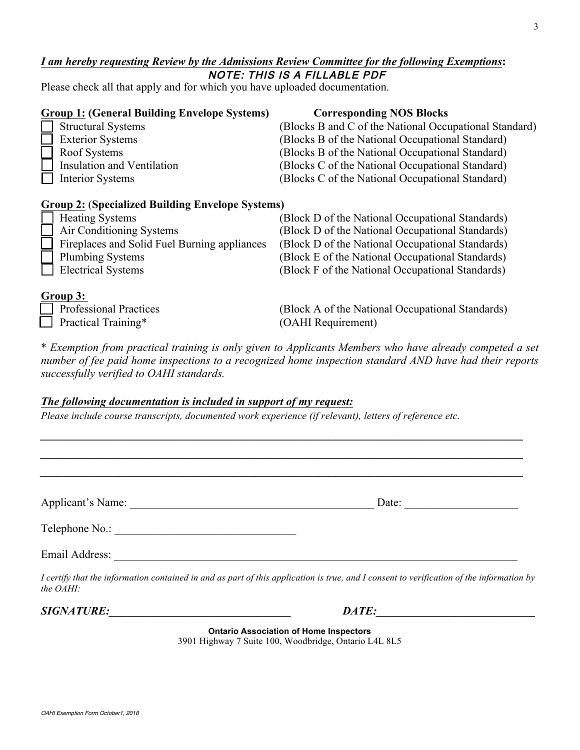***I am hereby requesting Review by the Admissions Review Committee for the following Exemptions*:**

*NOTE: THIS IS A FILLABLE PDF*

Please check all that apply and for which you have uploaded documentation.

| **Group 1: (General Building Envelope Systems)** | **Corresponding NOS Blocks** |
|---|---|
| ☐ Structural Systems | (Blocks B and C of the National Occupational Standard) |
| ☐ Exterior Systems | (Blocks B of the National Occupational Standard) |
| ☐ Roof Systems | (Blocks B of the National Occupational Standard) |
| ☐ Insulation and Ventilation | (Blocks C of the National Occupational Standard) |
| ☐ Interior Systems | (Blocks C of the National Occupational Standard) |

**Group 2: (Specialized Building Envelope Systems)**

| | |
|---|---|
| ☐ Heating Systems | (Block D of the National Occupational Standards) |
| ☐ Air Conditioning Systems | (Block D of the National Occupational Standards) |
| ☐ Fireplaces and Solid Fuel Burning appliances | (Block D of the National Occupational Standards) |
| ☐ Plumbing Systems | (Block E of the National Occupational Standards) |
| ☐ Electrical Systems | (Block F of the National Occupational Standards) |

**Group 3:**

| | |
|---|---|
| ☐ Professional Practices | (Block A of the National Occupational Standards) |
| ☐ Practical Training* | (OAHI Requirement) |

*\* Exemption from practical training is only given to Applicants Members who have already competed a set number of fee paid home inspections to a recognized home inspection standard AND have had their reports successfully verified to OAHI standards.*

***The following documentation is included in support of my request:***

*Please include course transcripts, documented work experience (if relevant), letters of reference etc.*

______________________________________________________________________

______________________________________________________________________

______________________________________________________________________

Applicant's Name: ____________________________________ Date: ________________

Telephone No.: __________________________

Email Address: ____________________________________________________________

*I certify that the information contained in and as part of this application is true, and I consent to verification of the information by the OAHI:*

***SIGNATURE:*___________________________ *DATE:*_______________________**

**Ontario Association of Home Inspectors**
3901 Highway 7 Suite 100, Woodbridge, Ontario L4L 8L5

*OAHI Exemption Form October1, 2018*